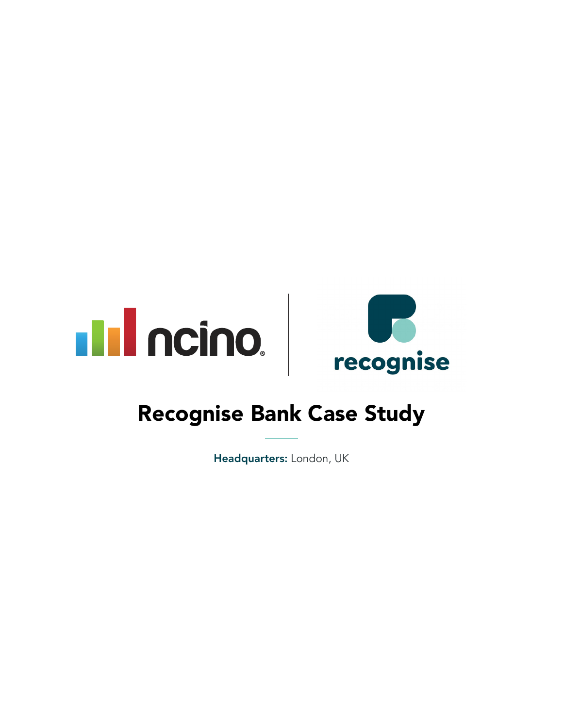# Recognise Bank Case Study

**Headquarters:** London, UK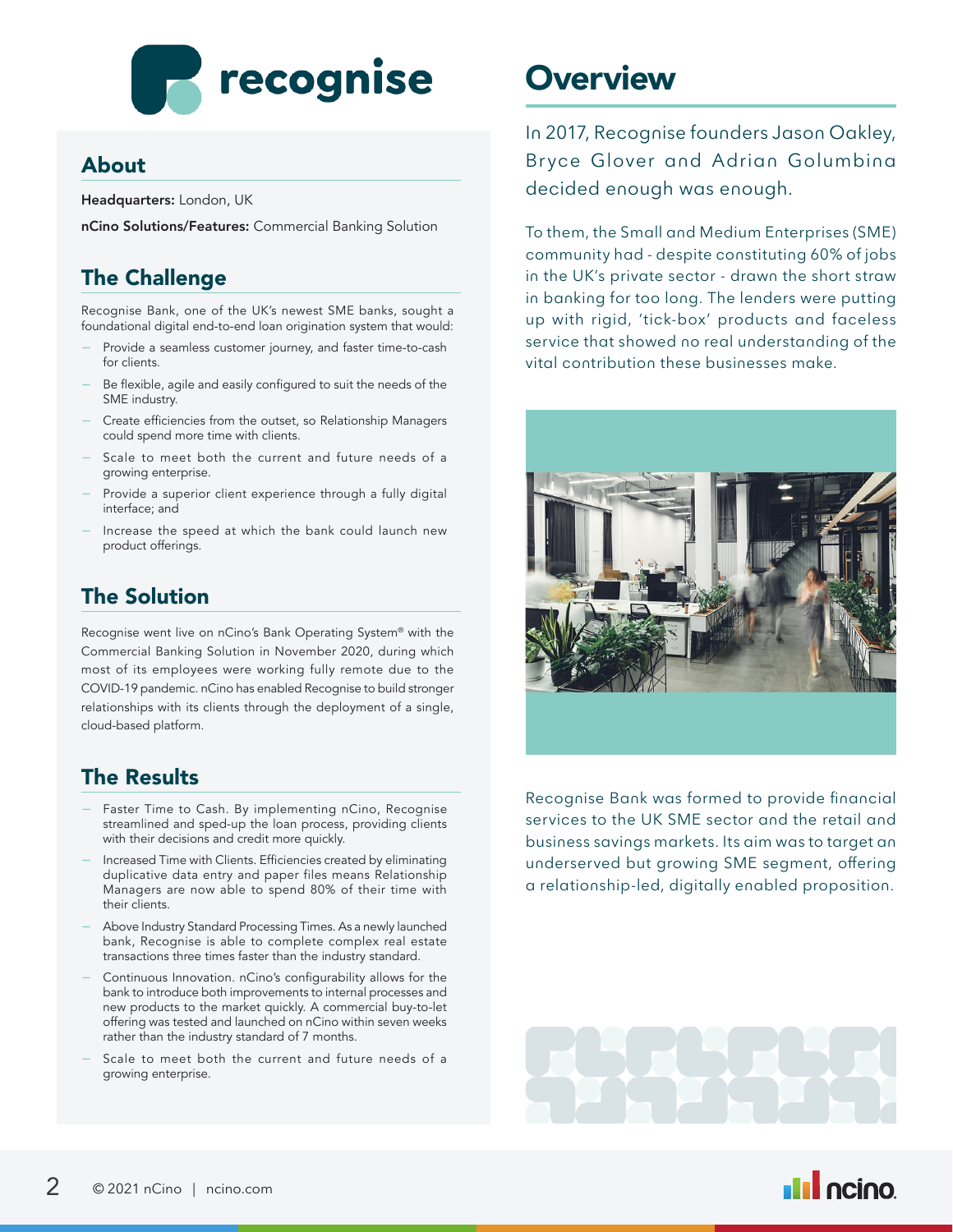recognise

## About

**Headquarters:** London, UK

**nCino Solutions/Features:** Commercial Banking Solution

## The Challenge

Recognise Bank, one of the UK's newest SME banks, sought a foundational digital end-to-end loan origination system that would:

- Provide a seamless customer journey, and faster time-to-cash for clients.
- Be flexible, agile and easily configured to suit the needs of the SME industry.
- Create efficiencies from the outset, so Relationship Managers could spend more time with clients.
- Scale to meet both the current and future needs of a growing enterprise.
- Provide a superior client experience through a fully digital interface; and
- Increase the speed at which the bank could launch new product offerings.

## The Solution

Recognise went live on nCino's Bank Operating System® with the Commercial Banking Solution in November 2020, during which most of its employees were working fully remote due to the COVID-19 pandemic. nCino has enabled Recognise to build stronger relationships with its clients through the deployment of a single, cloud-based platform.

## The Results

- Faster Time to Cash. By implementing nCino, Recognise streamlined and sped-up the loan process, providing clients with their decisions and credit more quickly.
- Increased Time with Clients. Efficiencies created by eliminating duplicative data entry and paper files means Relationship Managers are now able to spend 80% of their time with their clients.
- Above Industry Standard Processing Times. As a newly launched bank, Recognise is able to complete complex real estate transactions three times faster than the industry standard.
- Continuous Innovation. nCino's configurability allows for the bank to introduce both improvements to internal processes and new products to the market quickly. A commercial buy-to-let offering was tested and launched on nCino within seven weeks rather than the industry standard of 7 months.
- Scale to meet both the current and future needs of a growing enterprise.

# Overview

In 2017, Recognise founders Jason Oakley, Bryce Glover and Adrian Golumbina decided enough was enough.

To them, the Small and Medium Enterprises (SME) community had - despite constituting 60% of jobs in the UK's private sector - drawn the short straw in banking for too long. The lenders were putting up with rigid, 'tick-box' products and faceless service that showed no real understanding of the vital contribution these businesses make.

Recognise Bank was formed to provide financial services to the UK SME sector and the retail and business savings markets. Its aim was to target an underserved but growing SME segment, offering a relationship-led, digitally enabled proposition.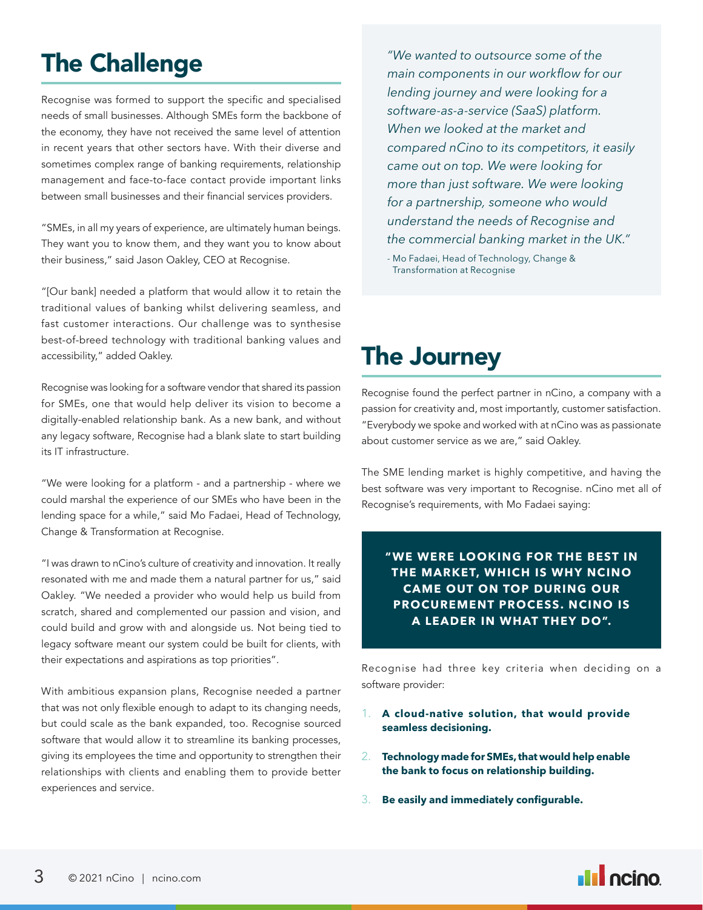## The Challenge

Recognise was formed to support the specific and specialised needs of small businesses. Although SMEs form the backbone of the economy, they have not received the same level of attention in recent years that other sectors have. With their diverse and sometimes complex range of banking requirements, relationship management and face-to-face contact provide important links between small businesses and their financial services providers.

"SMEs, in all my years of experience, are ultimately human beings. They want you to know them, and they want you to know about their business," said Jason Oakley, CEO at Recognise.

"[Our bank] needed a platform that would allow it to retain the traditional values of banking whilst delivering seamless, and fast customer interactions. Our challenge was to synthesise best-of-breed technology with traditional banking values and accessibility," added Oakley.

Recognise was looking for a software vendor that shared its passion for SMEs, one that would help deliver its vision to become a digitally-enabled relationship bank. As a new bank, and without any legacy software, Recognise had a blank slate to start building its IT infrastructure.

"We were looking for a platform - and a partnership - where we could marshal the experience of our SMEs who have been in the lending space for a while," said Mo Fadaei, Head of Technology, Change & Transformation at Recognise.

"I was drawn to nCino's culture of creativity and innovation. It really resonated with me and made them a natural partner for us," said Oakley. "We needed a provider who would help us build from scratch, shared and complemented our passion and vision, and could build and grow with and alongside us. Not being tied to legacy software meant our system could be built for clients, with their expectations and aspirations as top priorities".

With ambitious expansion plans, Recognise needed a partner that was not only flexible enough to adapt to its changing needs, but could scale as the bank expanded, too. Recognise sourced software that would allow it to streamline its banking processes, giving its employees the time and opportunity to strengthen their relationships with clients and enabling them to provide better experiences and service.

> *"We wanted to outsource some of the main components in our workflow for our lending journey and were looking for a software-as-a-service (SaaS) platform. When we looked at the market and compared nCino to its competitors, it easily came out on top. We were looking for more than just software. We were looking for a partnership, someone who would understand the needs of Recognise and the commercial banking market in the UK."*
>
> \- Mo Fadaei, Head of Technology, Change & Transformation at Recognise

## The Journey

Recognise found the perfect partner in nCino, a company with a passion for creativity and, most importantly, customer satisfaction. "Everybody we spoke and worked with at nCino was as passionate about customer service as we are," said Oakley.

The SME lending market is highly competitive, and having the best software was very important to Recognise. nCino met all of Recognise's requirements, with Mo Fadaei saying:

> **"WE WERE LOOKING FOR THE BEST IN THE MARKET, WHICH IS WHY NCINO CAME OUT ON TOP DURING OUR PROCUREMENT PROCESS. NCINO IS A LEADER IN WHAT THEY DO".**

Recognise had three key criteria when deciding on a software provider:

1. **A cloud-native solution, that would provide seamless decisioning.**
2. **Technology made for SMEs, that would help enable the bank to focus on relationship building.**
3. **Be easily and immediately configurable.**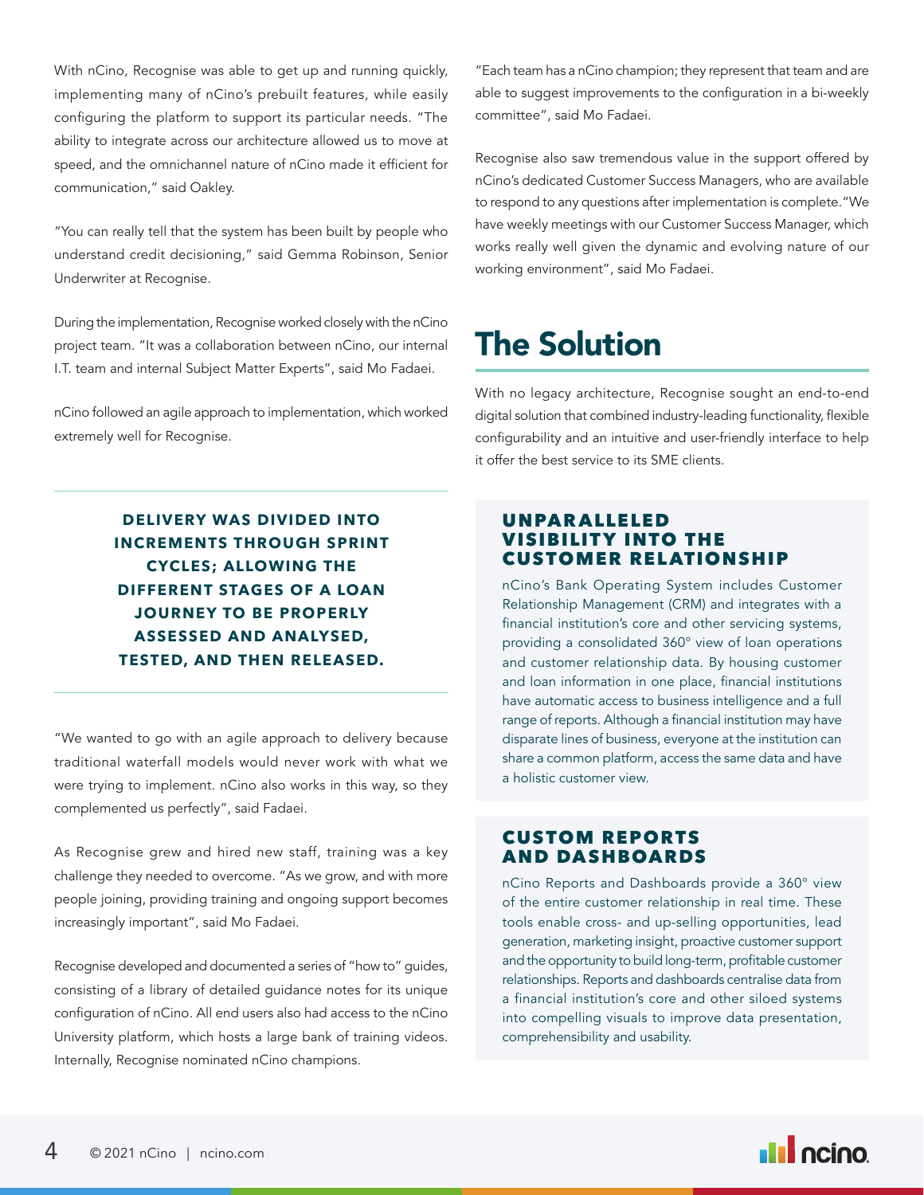With nCino, Recognise was able to get up and running quickly, implementing many of nCino's prebuilt features, while easily configuring the platform to support its particular needs. "The ability to integrate across our architecture allowed us to move at speed, and the omnichannel nature of nCino made it efficient for communication," said Oakley.

"You can really tell that the system has been built by people who understand credit decisioning," said Gemma Robinson, Senior Underwriter at Recognise.

During the implementation, Recognise worked closely with the nCino project team. "It was a collaboration between nCino, our internal I.T. team and internal Subject Matter Experts", said Mo Fadaei.

nCino followed an agile approach to implementation, which worked extremely well for Recognise.

**DELIVERY WAS DIVIDED INTO INCREMENTS THROUGH SPRINT CYCLES; ALLOWING THE DIFFERENT STAGES OF A LOAN JOURNEY TO BE PROPERLY ASSESSED AND ANALYSED, TESTED, AND THEN RELEASED.**

"We wanted to go with an agile approach to delivery because traditional waterfall models would never work with what we were trying to implement. nCino also works in this way, so they complemented us perfectly", said Fadaei.

As Recognise grew and hired new staff, training was a key challenge they needed to overcome. "As we grow, and with more people joining, providing training and ongoing support becomes increasingly important", said Mo Fadaei.

Recognise developed and documented a series of "how to" guides, consisting of a library of detailed guidance notes for its unique configuration of nCino. All end users also had access to the nCino University platform, which hosts a large bank of training videos. Internally, Recognise nominated nCino champions.

"Each team has a nCino champion; they represent that team and are able to suggest improvements to the configuration in a bi-weekly committee", said Mo Fadaei.

Recognise also saw tremendous value in the support offered by nCino's dedicated Customer Success Managers, who are available to respond to any questions after implementation is complete. "We have weekly meetings with our Customer Success Manager, which works really well given the dynamic and evolving nature of our working environment", said Mo Fadaei.

# The Solution

With no legacy architecture, Recognise sought an end-to-end digital solution that combined industry-leading functionality, flexible configurability and an intuitive and user-friendly interface to help it offer the best service to its SME clients.

### UNPARALLELED VISIBILITY INTO THE CUSTOMER RELATIONSHIP

nCino's Bank Operating System includes Customer Relationship Management (CRM) and integrates with a financial institution's core and other servicing systems, providing a consolidated 360° view of loan operations and customer relationship data. By housing customer and loan information in one place, financial institutions have automatic access to business intelligence and a full range of reports. Although a financial institution may have disparate lines of business, everyone at the institution can share a common platform, access the same data and have a holistic customer view.

### CUSTOM REPORTS AND DASHBOARDS

nCino Reports and Dashboards provide a 360° view of the entire customer relationship in real time. These tools enable cross- and up-selling opportunities, lead generation, marketing insight, proactive customer support and the opportunity to build long-term, profitable customer relationships. Reports and dashboards centralise data from a financial institution's core and other siloed systems into compelling visuals to improve data presentation, comprehensibility and usability.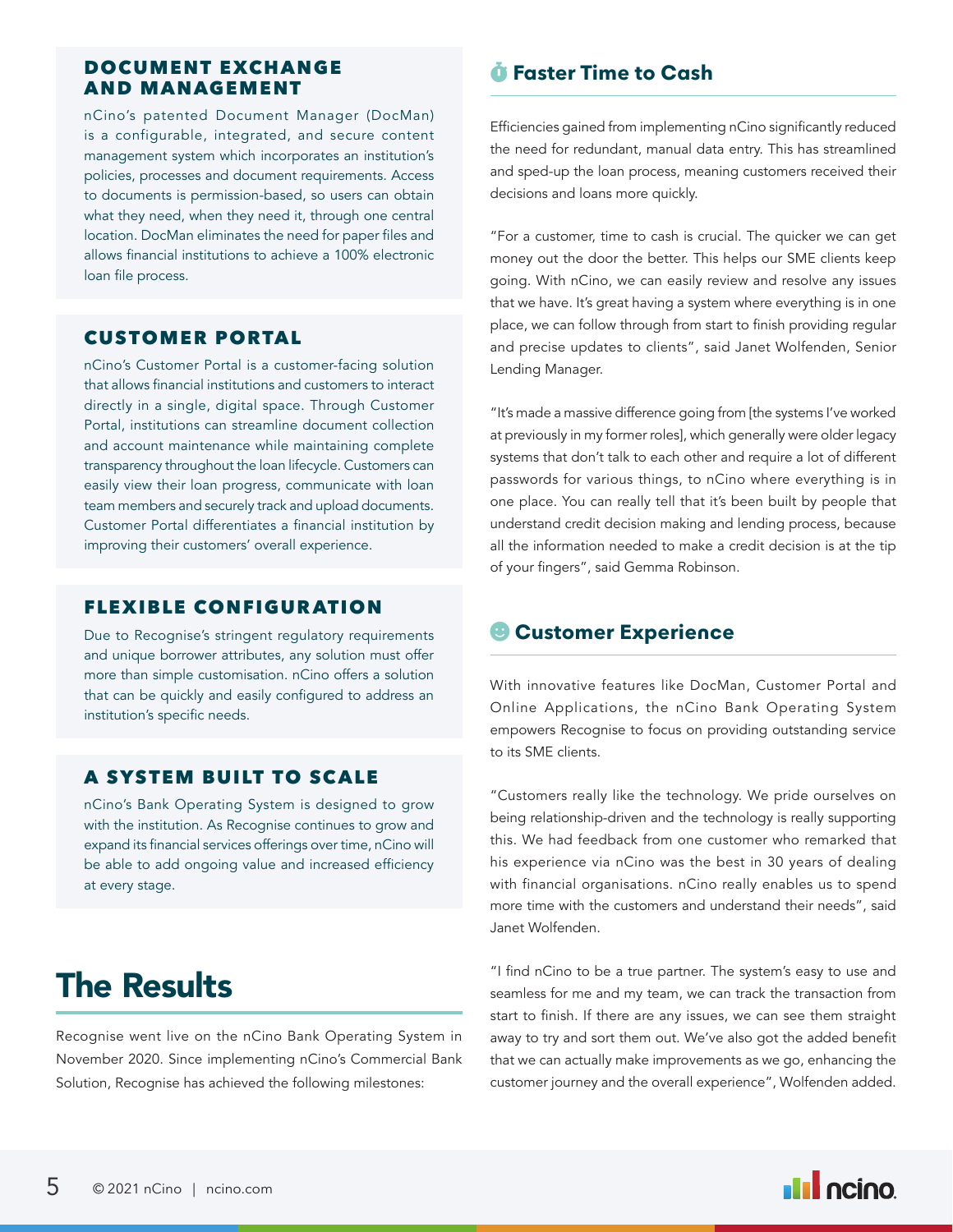### DOCUMENT EXCHANGE AND MANAGEMENT

nCino's patented Document Manager (DocMan) is a configurable, integrated, and secure content management system which incorporates an institution's policies, processes and document requirements. Access to documents is permission-based, so users can obtain what they need, when they need it, through one central location. DocMan eliminates the need for paper files and allows financial institutions to achieve a 100% electronic loan file process.

### CUSTOMER PORTAL

nCino's Customer Portal is a customer-facing solution that allows financial institutions and customers to interact directly in a single, digital space. Through Customer Portal, institutions can streamline document collection and account maintenance while maintaining complete transparency throughout the loan lifecycle. Customers can easily view their loan progress, communicate with loan team members and securely track and upload documents. Customer Portal differentiates a financial institution by improving their customers' overall experience.

### FLEXIBLE CONFIGURATION

Due to Recognise's stringent regulatory requirements and unique borrower attributes, any solution must offer more than simple customisation. nCino offers a solution that can be quickly and easily configured to address an institution's specific needs.

### A SYSTEM BUILT TO SCALE

nCino's Bank Operating System is designed to grow with the institution. As Recognise continues to grow and expand its financial services offerings over time, nCino will be able to add ongoing value and increased efficiency at every stage.

# The Results

Recognise went live on the nCino Bank Operating System in November 2020. Since implementing nCino's Commercial Bank Solution, Recognise has achieved the following milestones:

## Faster Time to Cash

Efficiencies gained from implementing nCino significantly reduced the need for redundant, manual data entry. This has streamlined and sped-up the loan process, meaning customers received their decisions and loans more quickly.

"For a customer, time to cash is crucial. The quicker we can get money out the door the better. This helps our SME clients keep going. With nCino, we can easily review and resolve any issues that we have. It's great having a system where everything is in one place, we can follow through from start to finish providing regular and precise updates to clients", said Janet Wolfenden, Senior Lending Manager.

"It's made a massive difference going from [the systems I've worked at previously in my former roles], which generally were older legacy systems that don't talk to each other and require a lot of different passwords for various things, to nCino where everything is in one place. You can really tell that it's been built by people that understand credit decision making and lending process, because all the information needed to make a credit decision is at the tip of your fingers", said Gemma Robinson.

## Customer Experience

With innovative features like DocMan, Customer Portal and Online Applications, the nCino Bank Operating System empowers Recognise to focus on providing outstanding service to its SME clients.

"Customers really like the technology. We pride ourselves on being relationship-driven and the technology is really supporting this. We had feedback from one customer who remarked that his experience via nCino was the best in 30 years of dealing with financial organisations. nCino really enables us to spend more time with the customers and understand their needs", said Janet Wolfenden.

"I find nCino to be a true partner. The system's easy to use and seamless for me and my team, we can track the transaction from start to finish. If there are any issues, we can see them straight away to try and sort them out. We've also got the added benefit that we can actually make improvements as we go, enhancing the customer journey and the overall experience", Wolfenden added.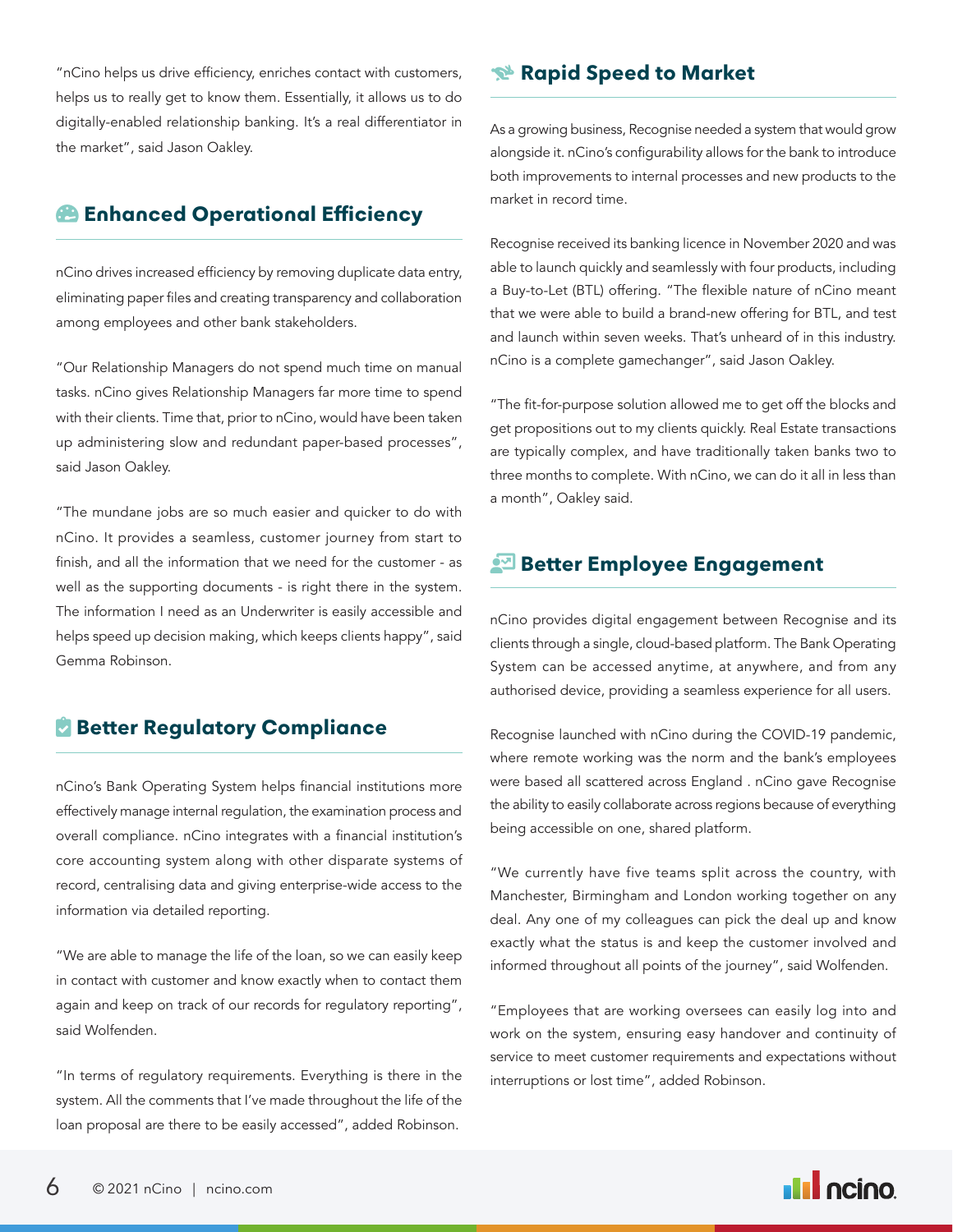"nCino helps us drive efficiency, enriches contact with customers, helps us to really get to know them. Essentially, it allows us to do digitally-enabled relationship banking. It's a real differentiator in the market", said Jason Oakley.

## Enhanced Operational Efficiency

nCino drives increased efficiency by removing duplicate data entry, eliminating paper files and creating transparency and collaboration among employees and other bank stakeholders.

"Our Relationship Managers do not spend much time on manual tasks. nCino gives Relationship Managers far more time to spend with their clients. Time that, prior to nCino, would have been taken up administering slow and redundant paper-based processes", said Jason Oakley.

"The mundane jobs are so much easier and quicker to do with nCino. It provides a seamless, customer journey from start to finish, and all the information that we need for the customer - as well as the supporting documents - is right there in the system. The information I need as an Underwriter is easily accessible and helps speed up decision making, which keeps clients happy", said Gemma Robinson.

## Better Regulatory Compliance

nCino's Bank Operating System helps financial institutions more effectively manage internal regulation, the examination process and overall compliance. nCino integrates with a financial institution's core accounting system along with other disparate systems of record, centralising data and giving enterprise-wide access to the information via detailed reporting.

"We are able to manage the life of the loan, so we can easily keep in contact with customer and know exactly when to contact them again and keep on track of our records for regulatory reporting", said Wolfenden.

"In terms of regulatory requirements. Everything is there in the system. All the comments that I've made throughout the life of the loan proposal are there to be easily accessed", added Robinson.

## Rapid Speed to Market

As a growing business, Recognise needed a system that would grow alongside it. nCino's configurability allows for the bank to introduce both improvements to internal processes and new products to the market in record time.

Recognise received its banking licence in November 2020 and was able to launch quickly and seamlessly with four products, including a Buy-to-Let (BTL) offering. "The flexible nature of nCino meant that we were able to build a brand-new offering for BTL, and test and launch within seven weeks. That's unheard of in this industry. nCino is a complete gamechanger", said Jason Oakley.

"The fit-for-purpose solution allowed me to get off the blocks and get propositions out to my clients quickly. Real Estate transactions are typically complex, and have traditionally taken banks two to three months to complete. With nCino, we can do it all in less than a month", Oakley said.

## Better Employee Engagement

nCino provides digital engagement between Recognise and its clients through a single, cloud-based platform. The Bank Operating System can be accessed anytime, at anywhere, and from any authorised device, providing a seamless experience for all users.

Recognise launched with nCino during the COVID-19 pandemic, where remote working was the norm and the bank's employees were based all scattered across England . nCino gave Recognise the ability to easily collaborate across regions because of everything being accessible on one, shared platform.

"We currently have five teams split across the country, with Manchester, Birmingham and London working together on any deal. Any one of my colleagues can pick the deal up and know exactly what the status is and keep the customer involved and informed throughout all points of the journey", said Wolfenden.

"Employees that are working oversees can easily log into and work on the system, ensuring easy handover and continuity of service to meet customer requirements and expectations without interruptions or lost time", added Robinson.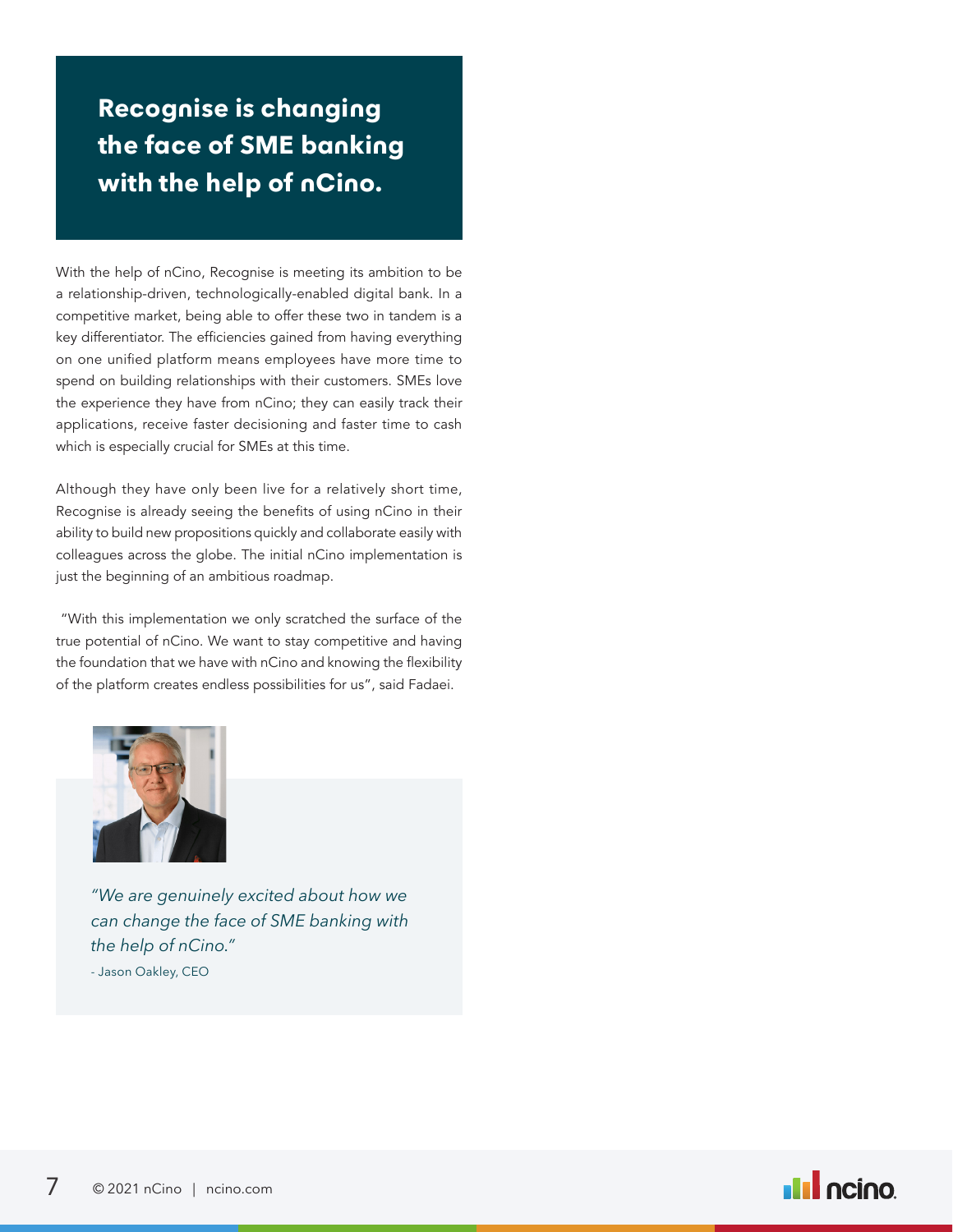## Recognise is changing the face of SME banking with the help of nCino.

With the help of nCino, Recognise is meeting its ambition to be a relationship-driven, technologically-enabled digital bank. In a competitive market, being able to offer these two in tandem is a key differentiator. The efficiencies gained from having everything on one unified platform means employees have more time to spend on building relationships with their customers. SMEs love the experience they have from nCino; they can easily track their applications, receive faster decisioning and faster time to cash which is especially crucial for SMEs at this time.

Although they have only been live for a relatively short time, Recognise is already seeing the benefits of using nCino in their ability to build new propositions quickly and collaborate easily with colleagues across the globe. The initial nCino implementation is just the beginning of an ambitious roadmap.

"With this implementation we only scratched the surface of the true potential of nCino. We want to stay competitive and having the foundation that we have with nCino and knowing the flexibility of the platform creates endless possibilities for us", said Fadaei.

*"We are genuinely excited about how we can change the face of SME banking with the help of nCino."*

- Jason Oakley, CEO

© 2021 nCino | ncino.com